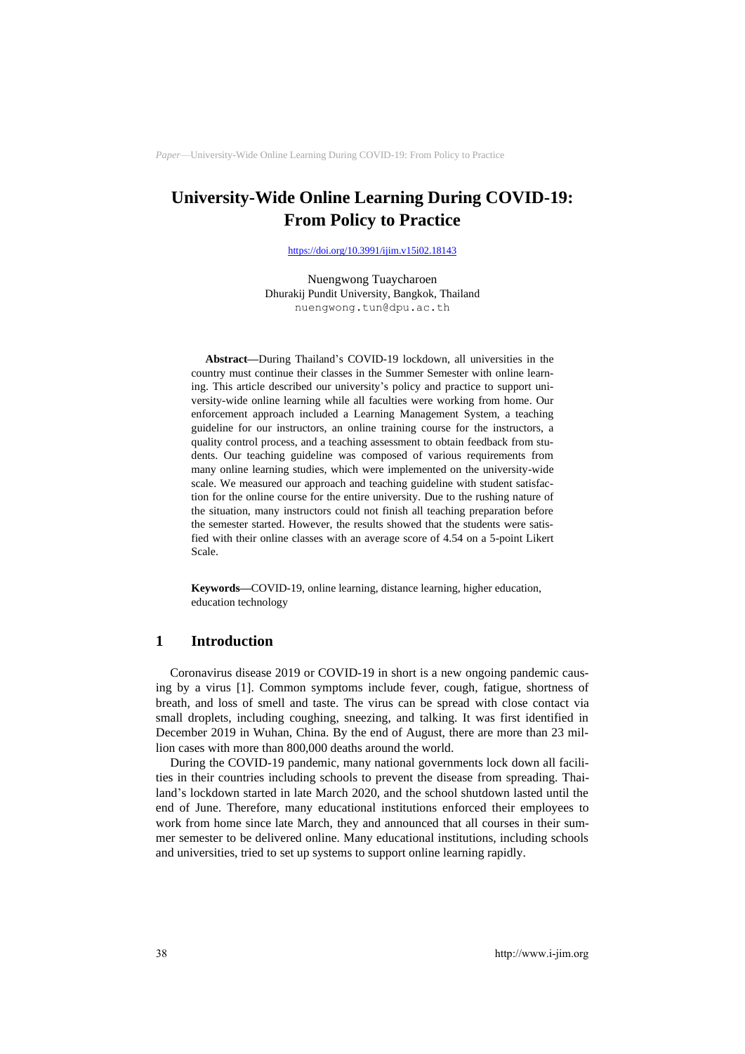# University-Wide Online Learning During COVID-19: From Policy to Practice

https://doi.org/10.3991/ijim.v15i02.18143

Nuengwong Tuaycharoen
Dhurakij Pundit University, Bangkok, Thailand
nuengwong.tun@dpu.ac.th

**Abstract—**During Thailand's COVID-19 lockdown, all universities in the country must continue their classes in the Summer Semester with online learning. This article described our university's policy and practice to support university-wide online learning while all faculties were working from home. Our enforcement approach included a Learning Management System, a teaching guideline for our instructors, an online training course for the instructors, a quality control process, and a teaching assessment to obtain feedback from students. Our teaching guideline was composed of various requirements from many online learning studies, which were implemented on the university-wide scale. We measured our approach and teaching guideline with student satisfaction for the online course for the entire university. Due to the rushing nature of the situation, many instructors could not finish all teaching preparation before the semester started. However, the results showed that the students were satisfied with their online classes with an average score of 4.54 on a 5-point Likert Scale.

**Keywords—**COVID-19, online learning, distance learning, higher education, education technology

## 1 Introduction

Coronavirus disease 2019 or COVID-19 in short is a new ongoing pandemic causing by a virus [1]. Common symptoms include fever, cough, fatigue, shortness of breath, and loss of smell and taste. The virus can be spread with close contact via small droplets, including coughing, sneezing, and talking. It was first identified in December 2019 in Wuhan, China. By the end of August, there are more than 23 million cases with more than 800,000 deaths around the world.

During the COVID-19 pandemic, many national governments lock down all facilities in their countries including schools to prevent the disease from spreading. Thailand's lockdown started in late March 2020, and the school shutdown lasted until the end of June. Therefore, many educational institutions enforced their employees to work from home since late March, they and announced that all courses in their summer semester to be delivered online. Many educational institutions, including schools and universities, tried to set up systems to support online learning rapidly.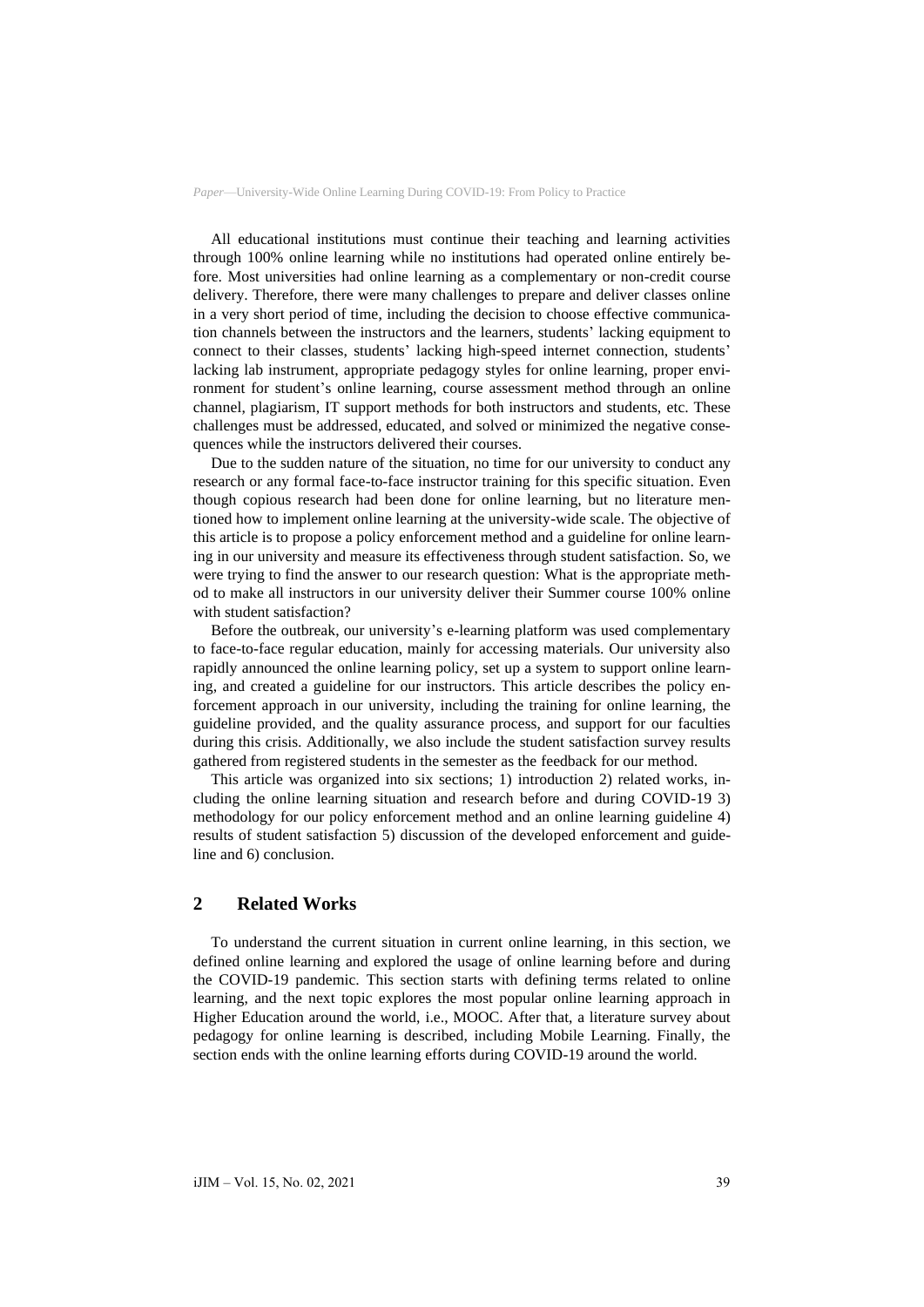All educational institutions must continue their teaching and learning activities through 100% online learning while no institutions had operated online entirely before. Most universities had online learning as a complementary or non-credit course delivery. Therefore, there were many challenges to prepare and deliver classes online in a very short period of time, including the decision to choose effective communication channels between the instructors and the learners, students' lacking equipment to connect to their classes, students' lacking high-speed internet connection, students' lacking lab instrument, appropriate pedagogy styles for online learning, proper environment for student's online learning, course assessment method through an online channel, plagiarism, IT support methods for both instructors and students, etc. These challenges must be addressed, educated, and solved or minimized the negative consequences while the instructors delivered their courses.

Due to the sudden nature of the situation, no time for our university to conduct any research or any formal face-to-face instructor training for this specific situation. Even though copious research had been done for online learning, but no literature mentioned how to implement online learning at the university-wide scale. The objective of this article is to propose a policy enforcement method and a guideline for online learning in our university and measure its effectiveness through student satisfaction. So, we were trying to find the answer to our research question: What is the appropriate method to make all instructors in our university deliver their Summer course 100% online with student satisfaction?

Before the outbreak, our university's e-learning platform was used complementary to face-to-face regular education, mainly for accessing materials. Our university also rapidly announced the online learning policy, set up a system to support online learning, and created a guideline for our instructors. This article describes the policy enforcement approach in our university, including the training for online learning, the guideline provided, and the quality assurance process, and support for our faculties during this crisis. Additionally, we also include the student satisfaction survey results gathered from registered students in the semester as the feedback for our method.

This article was organized into six sections; 1) introduction 2) related works, including the online learning situation and research before and during COVID-19 3) methodology for our policy enforcement method and an online learning guideline 4) results of student satisfaction 5) discussion of the developed enforcement and guideline and 6) conclusion.

## 2 Related Works

To understand the current situation in current online learning, in this section, we defined online learning and explored the usage of online learning before and during the COVID-19 pandemic. This section starts with defining terms related to online learning, and the next topic explores the most popular online learning approach in Higher Education around the world, i.e., MOOC. After that, a literature survey about pedagogy for online learning is described, including Mobile Learning. Finally, the section ends with the online learning efforts during COVID-19 around the world.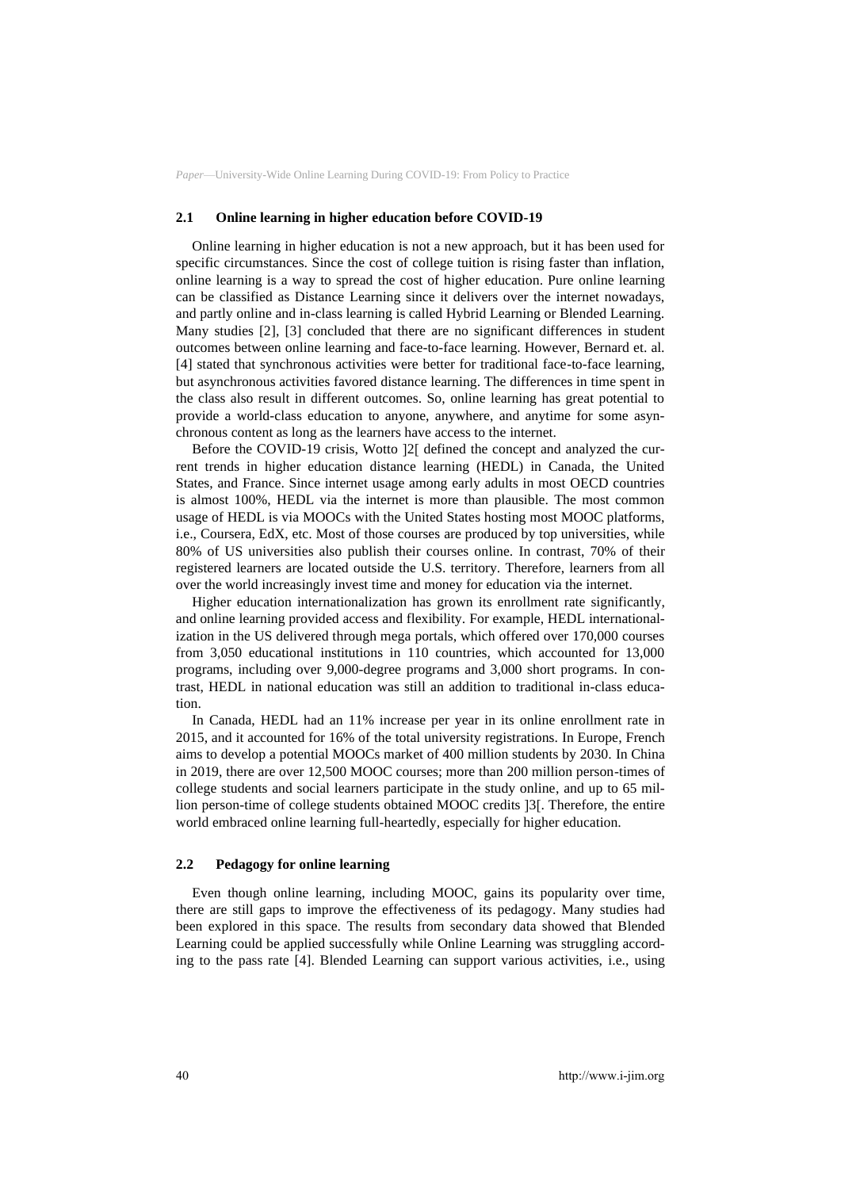### 2.1 Online learning in higher education before COVID-19

Online learning in higher education is not a new approach, but it has been used for specific circumstances. Since the cost of college tuition is rising faster than inflation, online learning is a way to spread the cost of higher education. Pure online learning can be classified as Distance Learning since it delivers over the internet nowadays, and partly online and in-class learning is called Hybrid Learning or Blended Learning. Many studies [2], [3] concluded that there are no significant differences in student outcomes between online learning and face-to-face learning. However, Bernard et. al. [4] stated that synchronous activities were better for traditional face-to-face learning, but asynchronous activities favored distance learning. The differences in time spent in the class also result in different outcomes. So, online learning has great potential to provide a world-class education to anyone, anywhere, and anytime for some asynchronous content as long as the learners have access to the internet.

Before the COVID-19 crisis, Wotto ]2[ defined the concept and analyzed the current trends in higher education distance learning (HEDL) in Canada, the United States, and France. Since internet usage among early adults in most OECD countries is almost 100%, HEDL via the internet is more than plausible. The most common usage of HEDL is via MOOCs with the United States hosting most MOOC platforms, i.e., Coursera, EdX, etc. Most of those courses are produced by top universities, while 80% of US universities also publish their courses online. In contrast, 70% of their registered learners are located outside the U.S. territory. Therefore, learners from all over the world increasingly invest time and money for education via the internet.

Higher education internationalization has grown its enrollment rate significantly, and online learning provided access and flexibility. For example, HEDL internationalization in the US delivered through mega portals, which offered over 170,000 courses from 3,050 educational institutions in 110 countries, which accounted for 13,000 programs, including over 9,000-degree programs and 3,000 short programs. In contrast, HEDL in national education was still an addition to traditional in-class education.

In Canada, HEDL had an 11% increase per year in its online enrollment rate in 2015, and it accounted for 16% of the total university registrations. In Europe, French aims to develop a potential MOOCs market of 400 million students by 2030. In China in 2019, there are over 12,500 MOOC courses; more than 200 million person-times of college students and social learners participate in the study online, and up to 65 million person-time of college students obtained MOOC credits ]3[. Therefore, the entire world embraced online learning full-heartedly, especially for higher education.

### 2.2 Pedagogy for online learning

Even though online learning, including MOOC, gains its popularity over time, there are still gaps to improve the effectiveness of its pedagogy. Many studies had been explored in this space. The results from secondary data showed that Blended Learning could be applied successfully while Online Learning was struggling according to the pass rate [4]. Blended Learning can support various activities, i.e., using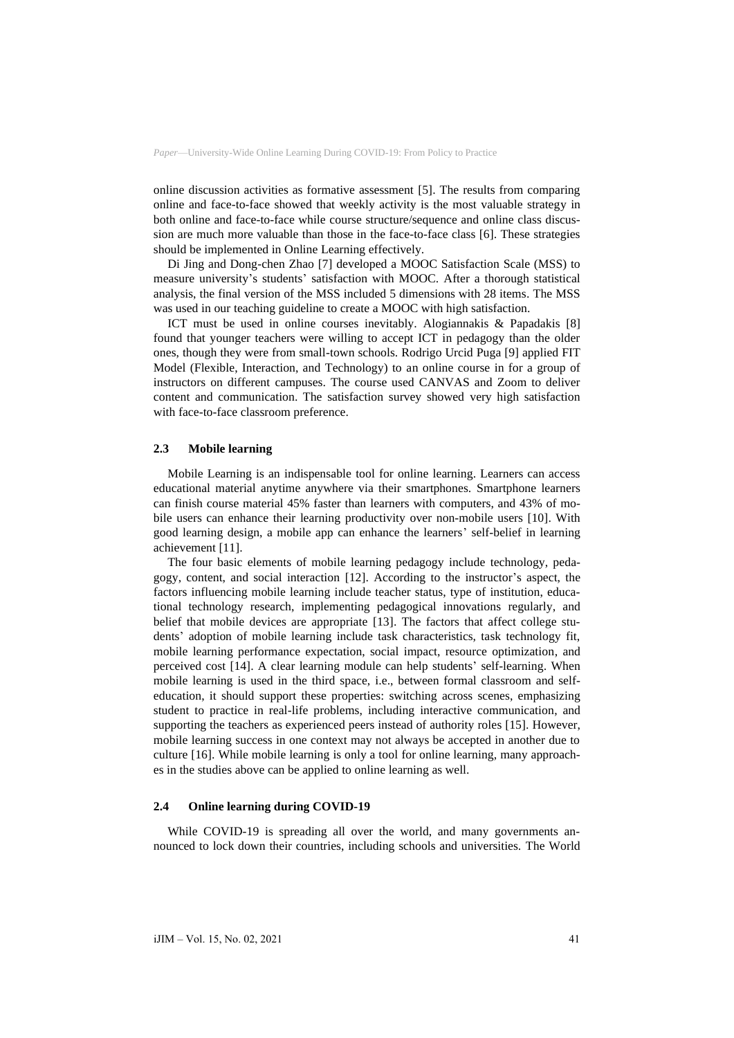online discussion activities as formative assessment [5]. The results from comparing online and face-to-face showed that weekly activity is the most valuable strategy in both online and face-to-face while course structure/sequence and online class discussion are much more valuable than those in the face-to-face class [6]. These strategies should be implemented in Online Learning effectively.

Di Jing and Dong-chen Zhao [7] developed a MOOC Satisfaction Scale (MSS) to measure university's students' satisfaction with MOOC. After a thorough statistical analysis, the final version of the MSS included 5 dimensions with 28 items. The MSS was used in our teaching guideline to create a MOOC with high satisfaction.

ICT must be used in online courses inevitably. Alogiannakis & Papadakis [8] found that younger teachers were willing to accept ICT in pedagogy than the older ones, though they were from small-town schools. Rodrigo Urcid Puga [9] applied FIT Model (Flexible, Interaction, and Technology) to an online course in for a group of instructors on different campuses. The course used CANVAS and Zoom to deliver content and communication. The satisfaction survey showed very high satisfaction with face-to-face classroom preference.

### 2.3 Mobile learning

Mobile Learning is an indispensable tool for online learning. Learners can access educational material anytime anywhere via their smartphones. Smartphone learners can finish course material 45% faster than learners with computers, and 43% of mobile users can enhance their learning productivity over non-mobile users [10]. With good learning design, a mobile app can enhance the learners' self-belief in learning achievement [11].

The four basic elements of mobile learning pedagogy include technology, pedagogy, content, and social interaction [12]. According to the instructor's aspect, the factors influencing mobile learning include teacher status, type of institution, educational technology research, implementing pedagogical innovations regularly, and belief that mobile devices are appropriate [13]. The factors that affect college students' adoption of mobile learning include task characteristics, task technology fit, mobile learning performance expectation, social impact, resource optimization, and perceived cost [14]. A clear learning module can help students' self-learning. When mobile learning is used in the third space, i.e., between formal classroom and self-education, it should support these properties: switching across scenes, emphasizing student to practice in real-life problems, including interactive communication, and supporting the teachers as experienced peers instead of authority roles [15]. However, mobile learning success in one context may not always be accepted in another due to culture [16]. While mobile learning is only a tool for online learning, many approaches in the studies above can be applied to online learning as well.

### 2.4 Online learning during COVID-19

While COVID-19 is spreading all over the world, and many governments announced to lock down their countries, including schools and universities. The World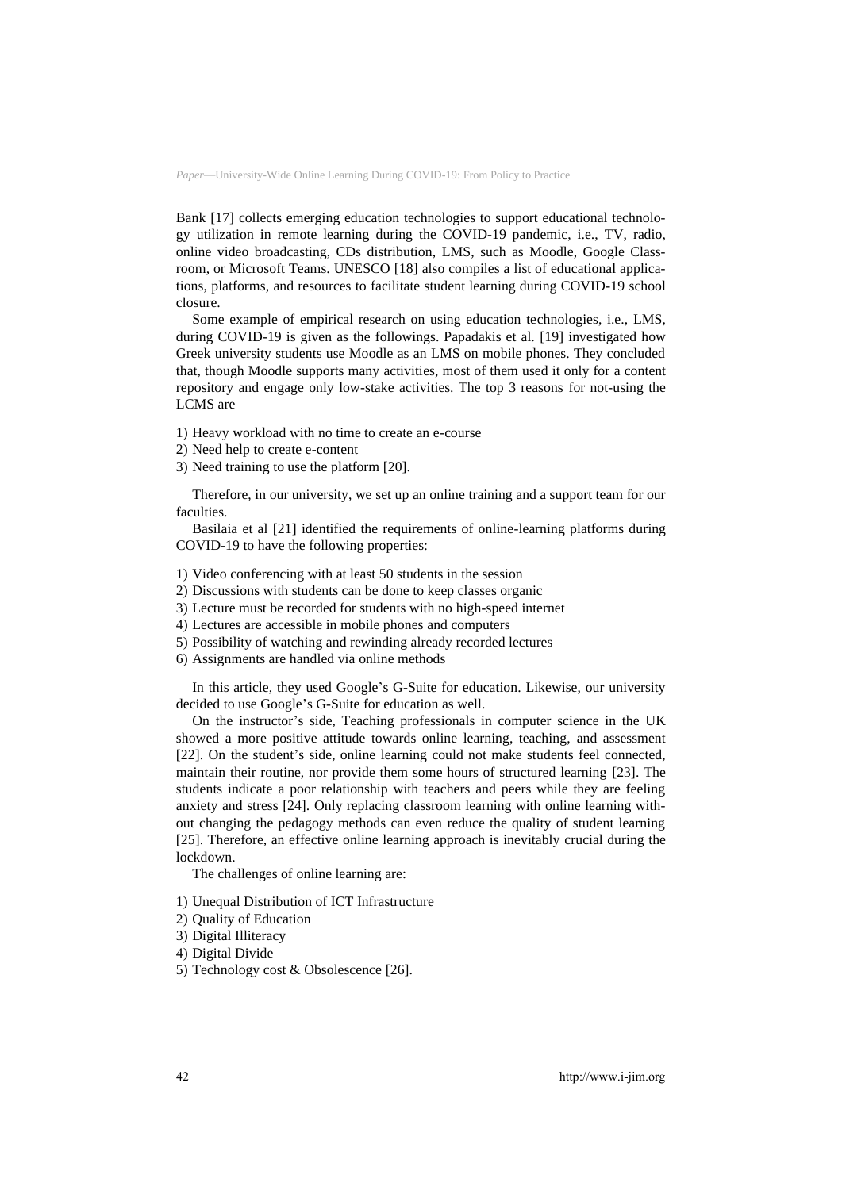Bank [17] collects emerging education technologies to support educational technology utilization in remote learning during the COVID-19 pandemic, i.e., TV, radio, online video broadcasting, CDs distribution, LMS, such as Moodle, Google Classroom, or Microsoft Teams. UNESCO [18] also compiles a list of educational applications, platforms, and resources to facilitate student learning during COVID-19 school closure.

Some example of empirical research on using education technologies, i.e., LMS, during COVID-19 is given as the followings. Papadakis et al. [19] investigated how Greek university students use Moodle as an LMS on mobile phones. They concluded that, though Moodle supports many activities, most of them used it only for a content repository and engage only low-stake activities. The top 3 reasons for not-using the LCMS are

1) Heavy workload with no time to create an e-course
2) Need help to create e-content
3) Need training to use the platform [20].

Therefore, in our university, we set up an online training and a support team for our faculties.

Basilaia et al [21] identified the requirements of online-learning platforms during COVID-19 to have the following properties:

1) Video conferencing with at least 50 students in the session
2) Discussions with students can be done to keep classes organic
3) Lecture must be recorded for students with no high-speed internet
4) Lectures are accessible in mobile phones and computers
5) Possibility of watching and rewinding already recorded lectures
6) Assignments are handled via online methods

In this article, they used Google's G-Suite for education. Likewise, our university decided to use Google's G-Suite for education as well.

On the instructor's side, Teaching professionals in computer science in the UK showed a more positive attitude towards online learning, teaching, and assessment [22]. On the student's side, online learning could not make students feel connected, maintain their routine, nor provide them some hours of structured learning [23]. The students indicate a poor relationship with teachers and peers while they are feeling anxiety and stress [24]. Only replacing classroom learning with online learning without changing the pedagogy methods can even reduce the quality of student learning [25]. Therefore, an effective online learning approach is inevitably crucial during the lockdown.

The challenges of online learning are:

1) Unequal Distribution of ICT Infrastructure
2) Quality of Education
3) Digital Illiteracy
4) Digital Divide
5) Technology cost & Obsolescence [26].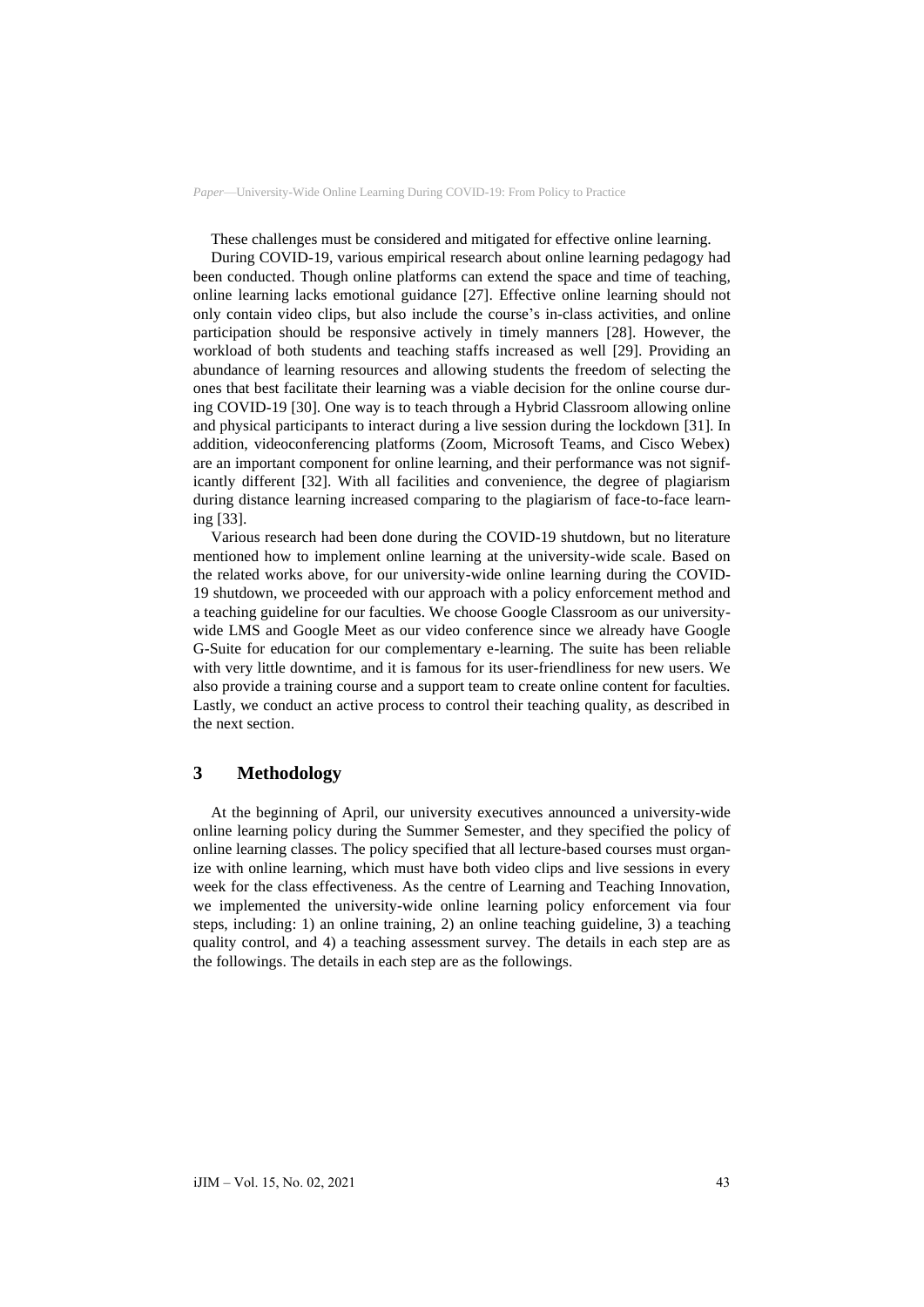These challenges must be considered and mitigated for effective online learning.

During COVID-19, various empirical research about online learning pedagogy had been conducted. Though online platforms can extend the space and time of teaching, online learning lacks emotional guidance [27]. Effective online learning should not only contain video clips, but also include the course's in-class activities, and online participation should be responsive actively in timely manners [28]. However, the workload of both students and teaching staffs increased as well [29]. Providing an abundance of learning resources and allowing students the freedom of selecting the ones that best facilitate their learning was a viable decision for the online course during COVID-19 [30]. One way is to teach through a Hybrid Classroom allowing online and physical participants to interact during a live session during the lockdown [31]. In addition, videoconferencing platforms (Zoom, Microsoft Teams, and Cisco Webex) are an important component for online learning, and their performance was not significantly different [32]. With all facilities and convenience, the degree of plagiarism during distance learning increased comparing to the plagiarism of face-to-face learning [33].

Various research had been done during the COVID-19 shutdown, but no literature mentioned how to implement online learning at the university-wide scale. Based on the related works above, for our university-wide online learning during the COVID-19 shutdown, we proceeded with our approach with a policy enforcement method and a teaching guideline for our faculties. We choose Google Classroom as our university-wide LMS and Google Meet as our video conference since we already have Google G-Suite for education for our complementary e-learning. The suite has been reliable with very little downtime, and it is famous for its user-friendliness for new users. We also provide a training course and a support team to create online content for faculties. Lastly, we conduct an active process to control their teaching quality, as described in the next section.

## 3 Methodology

At the beginning of April, our university executives announced a university-wide online learning policy during the Summer Semester, and they specified the policy of online learning classes. The policy specified that all lecture-based courses must organize with online learning, which must have both video clips and live sessions in every week for the class effectiveness. As the centre of Learning and Teaching Innovation, we implemented the university-wide online learning policy enforcement via four steps, including: 1) an online training, 2) an online teaching guideline, 3) a teaching quality control, and 4) a teaching assessment survey. The details in each step are as the followings. The details in each step are as the followings.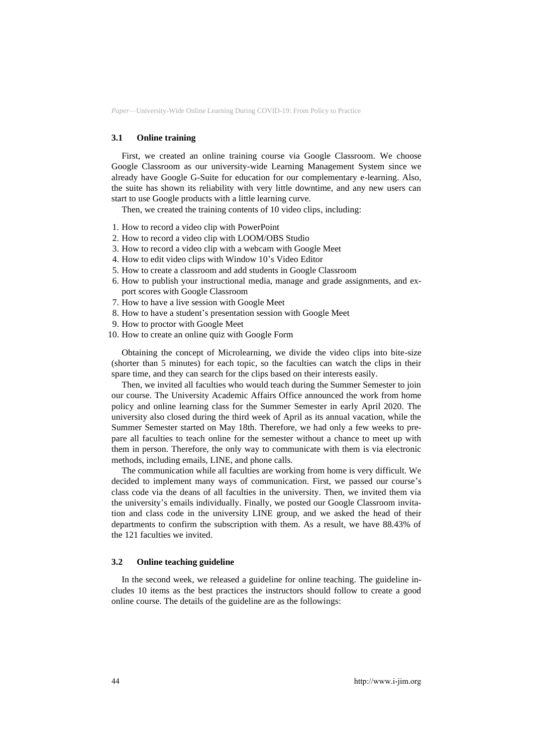### 3.1 Online training

First, we created an online training course via Google Classroom. We choose Google Classroom as our university-wide Learning Management System since we already have Google G-Suite for education for our complementary e-learning. Also, the suite has shown its reliability with very little downtime, and any new users can start to use Google products with a little learning curve.

Then, we created the training contents of 10 video clips, including:

1. How to record a video clip with PowerPoint
2. How to record a video clip with LOOM/OBS Studio
3. How to record a video clip with a webcam with Google Meet
4. How to edit video clips with Window 10's Video Editor
5. How to create a classroom and add students in Google Classroom
6. How to publish your instructional media, manage and grade assignments, and export scores with Google Classroom
7. How to have a live session with Google Meet
8. How to have a student's presentation session with Google Meet
9. How to proctor with Google Meet
10. How to create an online quiz with Google Form

Obtaining the concept of Microlearning, we divide the video clips into bite-size (shorter than 5 minutes) for each topic, so the faculties can watch the clips in their spare time, and they can search for the clips based on their interests easily.

Then, we invited all faculties who would teach during the Summer Semester to join our course. The University Academic Affairs Office announced the work from home policy and online learning class for the Summer Semester in early April 2020. The university also closed during the third week of April as its annual vacation, while the Summer Semester started on May 18th. Therefore, we had only a few weeks to prepare all faculties to teach online for the semester without a chance to meet up with them in person. Therefore, the only way to communicate with them is via electronic methods, including emails, LINE, and phone calls.

The communication while all faculties are working from home is very difficult. We decided to implement many ways of communication. First, we passed our course's class code via the deans of all faculties in the university. Then, we invited them via the university's emails individually. Finally, we posted our Google Classroom invitation and class code in the university LINE group, and we asked the head of their departments to confirm the subscription with them. As a result, we have 88.43% of the 121 faculties we invited.

### 3.2 Online teaching guideline

In the second week, we released a guideline for online teaching. The guideline includes 10 items as the best practices the instructors should follow to create a good online course. The details of the guideline are as the followings: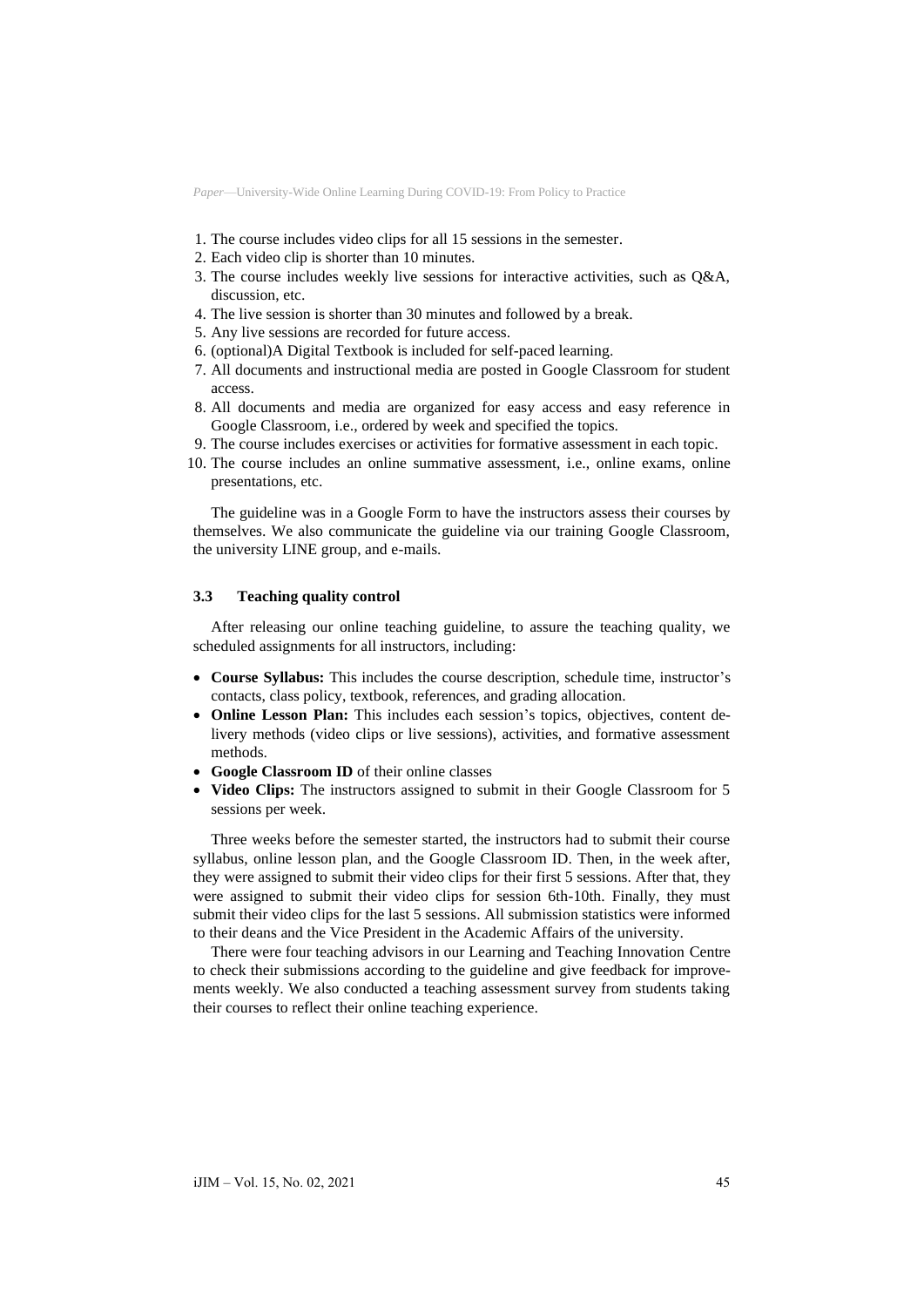1. The course includes video clips for all 15 sessions in the semester.
2. Each video clip is shorter than 10 minutes.
3. The course includes weekly live sessions for interactive activities, such as Q&A, discussion, etc.
4. The live session is shorter than 30 minutes and followed by a break.
5. Any live sessions are recorded for future access.
6. (optional)A Digital Textbook is included for self-paced learning.
7. All documents and instructional media are posted in Google Classroom for student access.
8. All documents and media are organized for easy access and easy reference in Google Classroom, i.e., ordered by week and specified the topics.
9. The course includes exercises or activities for formative assessment in each topic.
10. The course includes an online summative assessment, i.e., online exams, online presentations, etc.

The guideline was in a Google Form to have the instructors assess their courses by themselves. We also communicate the guideline via our training Google Classroom, the university LINE group, and e-mails.

### 3.3 Teaching quality control

After releasing our online teaching guideline, to assure the teaching quality, we scheduled assignments for all instructors, including:

- **Course Syllabus:** This includes the course description, schedule time, instructor's contacts, class policy, textbook, references, and grading allocation.
- **Online Lesson Plan:** This includes each session's topics, objectives, content delivery methods (video clips or live sessions), activities, and formative assessment methods.
- **Google Classroom ID** of their online classes
- **Video Clips:** The instructors assigned to submit in their Google Classroom for 5 sessions per week.

Three weeks before the semester started, the instructors had to submit their course syllabus, online lesson plan, and the Google Classroom ID. Then, in the week after, they were assigned to submit their video clips for their first 5 sessions. After that, they were assigned to submit their video clips for session 6th-10th. Finally, they must submit their video clips for the last 5 sessions. All submission statistics were informed to their deans and the Vice President in the Academic Affairs of the university.

There were four teaching advisors in our Learning and Teaching Innovation Centre to check their submissions according to the guideline and give feedback for improvements weekly. We also conducted a teaching assessment survey from students taking their courses to reflect their online teaching experience.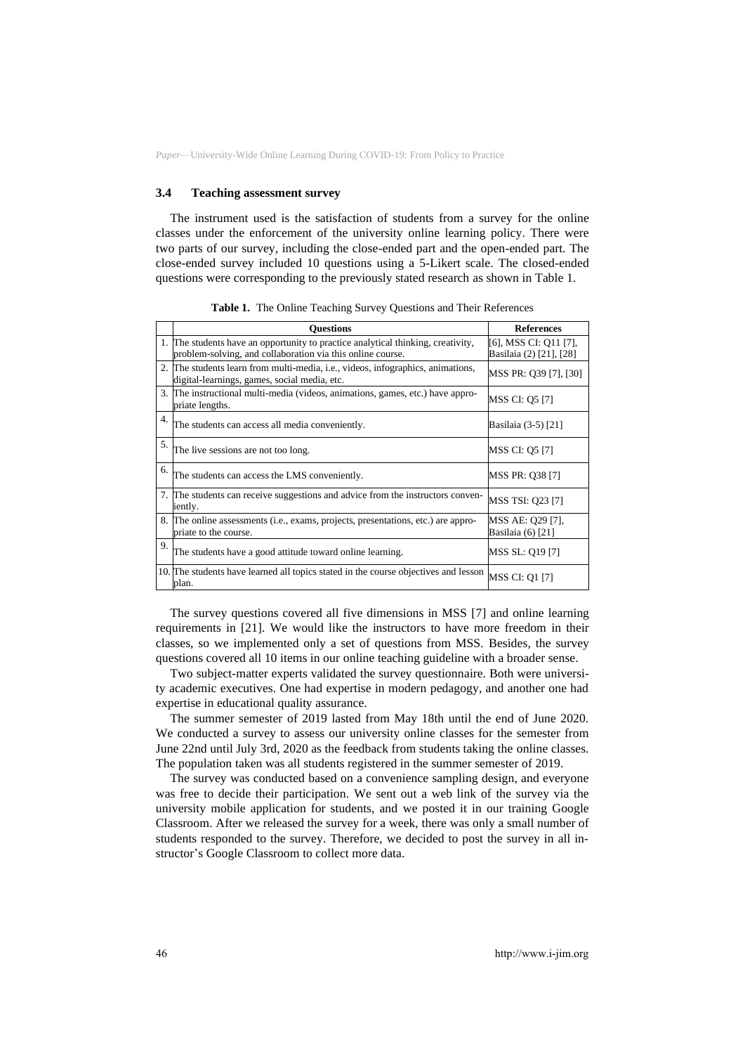### 3.4 Teaching assessment survey

The instrument used is the satisfaction of students from a survey for the online classes under the enforcement of the university online learning policy. There were two parts of our survey, including the close-ended part and the open-ended part. The close-ended survey included 10 questions using a 5-Likert scale. The closed-ended questions were corresponding to the previously stated research as shown in Table 1.

**Table 1.** The Online Teaching Survey Questions and Their References

| | Questions | References |
|---|---|---|
| 1. | The students have an opportunity to practice analytical thinking, creativity, problem-solving, and collaboration via this online course. | [6], MSS CI: Q11 [7], Basilaia (2) [21], [28] |
| 2. | The students learn from multi-media, i.e., videos, infographics, animations, digital-learnings, games, social media, etc. | MSS PR: Q39 [7], [30] |
| 3. | The instructional multi-media (videos, animations, games, etc.) have appropriate lengths. | MSS CI: Q5 [7] |
| 4. | The students can access all media conveniently. | Basilaia (3-5) [21] |
| 5. | The live sessions are not too long. | MSS CI: Q5 [7] |
| 6. | The students can access the LMS conveniently. | MSS PR: Q38 [7] |
| 7. | The students can receive suggestions and advice from the instructors conveniently. | MSS TSI: Q23 [7] |
| 8. | The online assessments (i.e., exams, projects, presentations, etc.) are appropriate to the course. | MSS AE: Q29 [7], Basilaia (6) [21] |
| 9. | The students have a good attitude toward online learning. | MSS SL: Q19 [7] |
| 10. | The students have learned all topics stated in the course objectives and lesson plan. | MSS CI: Q1 [7] |

The survey questions covered all five dimensions in MSS [7] and online learning requirements in [21]. We would like the instructors to have more freedom in their classes, so we implemented only a set of questions from MSS. Besides, the survey questions covered all 10 items in our online teaching guideline with a broader sense.

Two subject-matter experts validated the survey questionnaire. Both were university academic executives. One had expertise in modern pedagogy, and another one had expertise in educational quality assurance.

The summer semester of 2019 lasted from May 18th until the end of June 2020. We conducted a survey to assess our university online classes for the semester from June 22nd until July 3rd, 2020 as the feedback from students taking the online classes. The population taken was all students registered in the summer semester of 2019.

The survey was conducted based on a convenience sampling design, and everyone was free to decide their participation. We sent out a web link of the survey via the university mobile application for students, and we posted it in our training Google Classroom. After we released the survey for a week, there was only a small number of students responded to the survey. Therefore, we decided to post the survey in all instructor's Google Classroom to collect more data.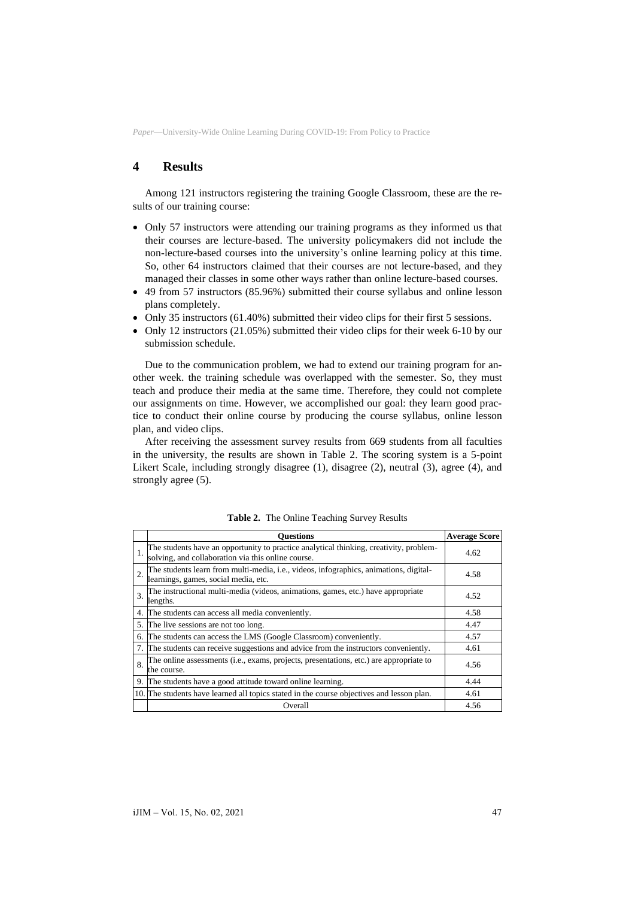## 4 Results

Among 121 instructors registering the training Google Classroom, these are the results of our training course:

- Only 57 instructors were attending our training programs as they informed us that their courses are lecture-based. The university policymakers did not include the non-lecture-based courses into the university's online learning policy at this time. So, other 64 instructors claimed that their courses are not lecture-based, and they managed their classes in some other ways rather than online lecture-based courses.
- 49 from 57 instructors (85.96%) submitted their course syllabus and online lesson plans completely.
- Only 35 instructors (61.40%) submitted their video clips for their first 5 sessions.
- Only 12 instructors (21.05%) submitted their video clips for their week 6-10 by our submission schedule.

Due to the communication problem, we had to extend our training program for another week. the training schedule was overlapped with the semester. So, they must teach and produce their media at the same time. Therefore, they could not complete our assignments on time. However, we accomplished our goal: they learn good practice to conduct their online course by producing the course syllabus, online lesson plan, and video clips.

After receiving the assessment survey results from 669 students from all faculties in the university, the results are shown in Table 2. The scoring system is a 5-point Likert Scale, including strongly disagree (1), disagree (2), neutral (3), agree (4), and strongly agree (5).

**Table 2.** The Online Teaching Survey Results

| | Questions | Average Score |
|---|---|---|
| 1. | The students have an opportunity to practice analytical thinking, creativity, problem-solving, and collaboration via this online course. | 4.62 |
| 2. | The students learn from multi-media, i.e., videos, infographics, animations, digital-learnings, games, social media, etc. | 4.58 |
| 3. | The instructional multi-media (videos, animations, games, etc.) have appropriate lengths. | 4.52 |
| 4. | The students can access all media conveniently. | 4.58 |
| 5. | The live sessions are not too long. | 4.47 |
| 6. | The students can access the LMS (Google Classroom) conveniently. | 4.57 |
| 7. | The students can receive suggestions and advice from the instructors conveniently. | 4.61 |
| 8. | The online assessments (i.e., exams, projects, presentations, etc.) are appropriate to the course. | 4.56 |
| 9. | The students have a good attitude toward online learning. | 4.44 |
| 10. | The students have learned all topics stated in the course objectives and lesson plan. | 4.61 |
| | Overall | 4.56 |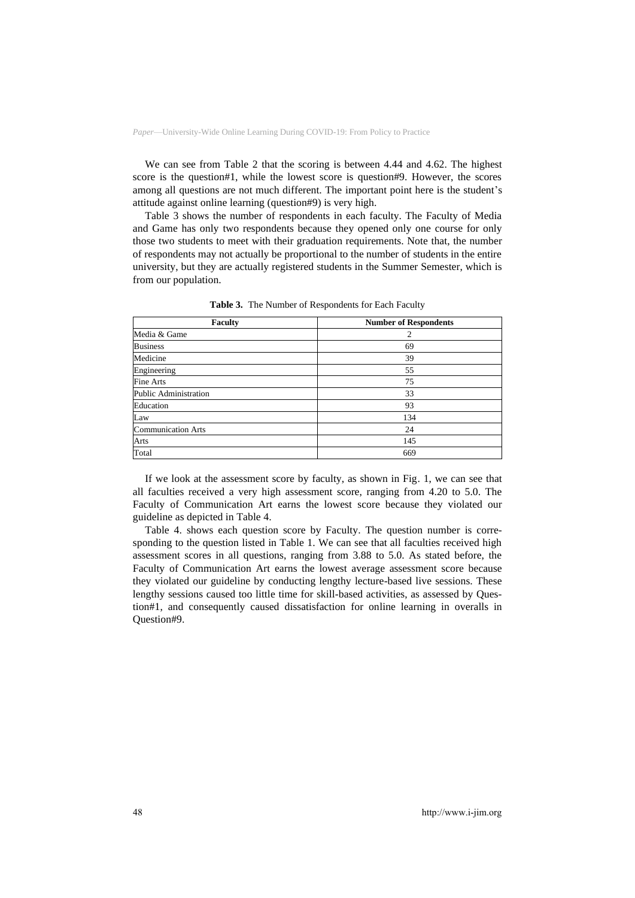We can see from Table 2 that the scoring is between 4.44 and 4.62. The highest score is the question#1, while the lowest score is question#9. However, the scores among all questions are not much different. The important point here is the student's attitude against online learning (question#9) is very high.

Table 3 shows the number of respondents in each faculty. The Faculty of Media and Game has only two respondents because they opened only one course for only those two students to meet with their graduation requirements. Note that, the number of respondents may not actually be proportional to the number of students in the entire university, but they are actually registered students in the Summer Semester, which is from our population.

**Table 3.** The Number of Respondents for Each Faculty

| Faculty | Number of Respondents |
|---|---|
| Media & Game | 2 |
| Business | 69 |
| Medicine | 39 |
| Engineering | 55 |
| Fine Arts | 75 |
| Public Administration | 33 |
| Education | 93 |
| Law | 134 |
| Communication Arts | 24 |
| Arts | 145 |
| Total | 669 |

If we look at the assessment score by faculty, as shown in Fig. 1, we can see that all faculties received a very high assessment score, ranging from 4.20 to 5.0. The Faculty of Communication Art earns the lowest score because they violated our guideline as depicted in Table 4.

Table 4. shows each question score by Faculty. The question number is corresponding to the question listed in Table 1. We can see that all faculties received high assessment scores in all questions, ranging from 3.88 to 5.0. As stated before, the Faculty of Communication Art earns the lowest average assessment score because they violated our guideline by conducting lengthy lecture-based live sessions. These lengthy sessions caused too little time for skill-based activities, as assessed by Question#1, and consequently caused dissatisfaction for online learning in overalls in Question#9.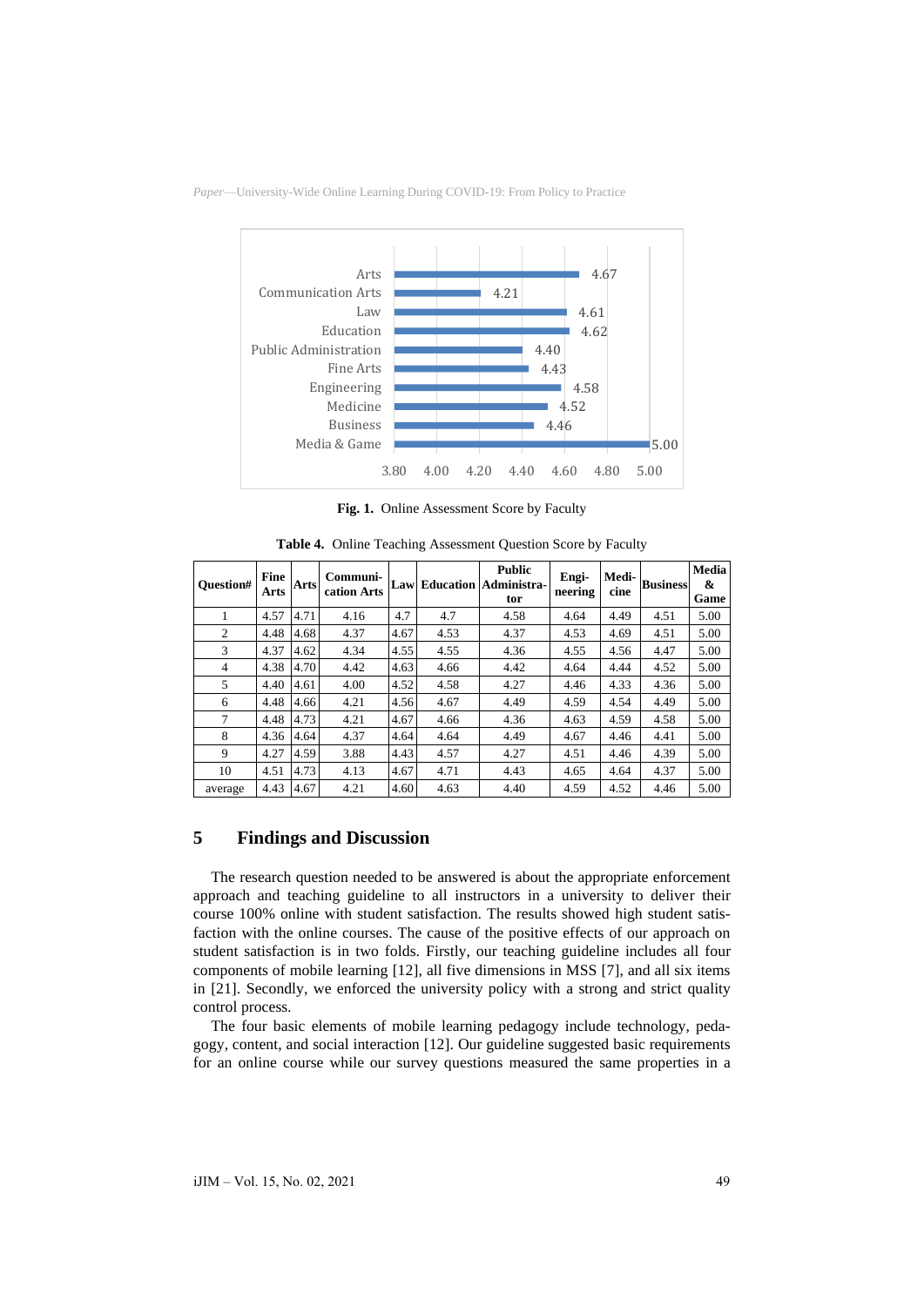| Faculty | Score |
|---|---|
| Arts | 4.67 |
| Communication Arts | 4.21 |
| Law | 4.61 |
| Education | 4.62 |
| Public Administration | 4.40 |
| Fine Arts | 4.43 |
| Engineering | 4.58 |
| Medicine | 4.52 |
| Business | 4.46 |
| Media & Game | 5.00 |

**Fig. 1.** Online Assessment Score by Faculty

**Table 4.** Online Teaching Assessment Question Score by Faculty

| Question# | Fine Arts | Arts | Communi-cation Arts | Law | Education | Public Administra-tor | Engi-neering | Medi-cine | Business | Media & Game |
|---|---|---|---|---|---|---|---|---|---|---|
| 1 | 4.57 | 4.71 | 4.16 | 4.7 | 4.7 | 4.58 | 4.64 | 4.49 | 4.51 | 5.00 |
| 2 | 4.48 | 4.68 | 4.37 | 4.67 | 4.53 | 4.37 | 4.53 | 4.69 | 4.51 | 5.00 |
| 3 | 4.37 | 4.62 | 4.34 | 4.55 | 4.55 | 4.36 | 4.55 | 4.56 | 4.47 | 5.00 |
| 4 | 4.38 | 4.70 | 4.42 | 4.63 | 4.66 | 4.42 | 4.64 | 4.44 | 4.52 | 5.00 |
| 5 | 4.40 | 4.61 | 4.00 | 4.52 | 4.58 | 4.27 | 4.46 | 4.33 | 4.36 | 5.00 |
| 6 | 4.48 | 4.66 | 4.21 | 4.56 | 4.67 | 4.49 | 4.59 | 4.54 | 4.49 | 5.00 |
| 7 | 4.48 | 4.73 | 4.21 | 4.67 | 4.66 | 4.36 | 4.63 | 4.59 | 4.58 | 5.00 |
| 8 | 4.36 | 4.64 | 4.37 | 4.64 | 4.64 | 4.49 | 4.67 | 4.46 | 4.41 | 5.00 |
| 9 | 4.27 | 4.59 | 3.88 | 4.43 | 4.57 | 4.27 | 4.51 | 4.46 | 4.39 | 5.00 |
| 10 | 4.51 | 4.73 | 4.13 | 4.67 | 4.71 | 4.43 | 4.65 | 4.64 | 4.37 | 5.00 |
| average | 4.43 | 4.67 | 4.21 | 4.60 | 4.63 | 4.40 | 4.59 | 4.52 | 4.46 | 5.00 |

## 5 Findings and Discussion

The research question needed to be answered is about the appropriate enforcement approach and teaching guideline to all instructors in a university to deliver their course 100% online with student satisfaction. The results showed high student satisfaction with the online courses. The cause of the positive effects of our approach on student satisfaction is in two folds. Firstly, our teaching guideline includes all four components of mobile learning [12], all five dimensions in MSS [7], and all six items in [21]. Secondly, we enforced the university policy with a strong and strict quality control process.

The four basic elements of mobile learning pedagogy include technology, pedagogy, content, and social interaction [12]. Our guideline suggested basic requirements for an online course while our survey questions measured the same properties in a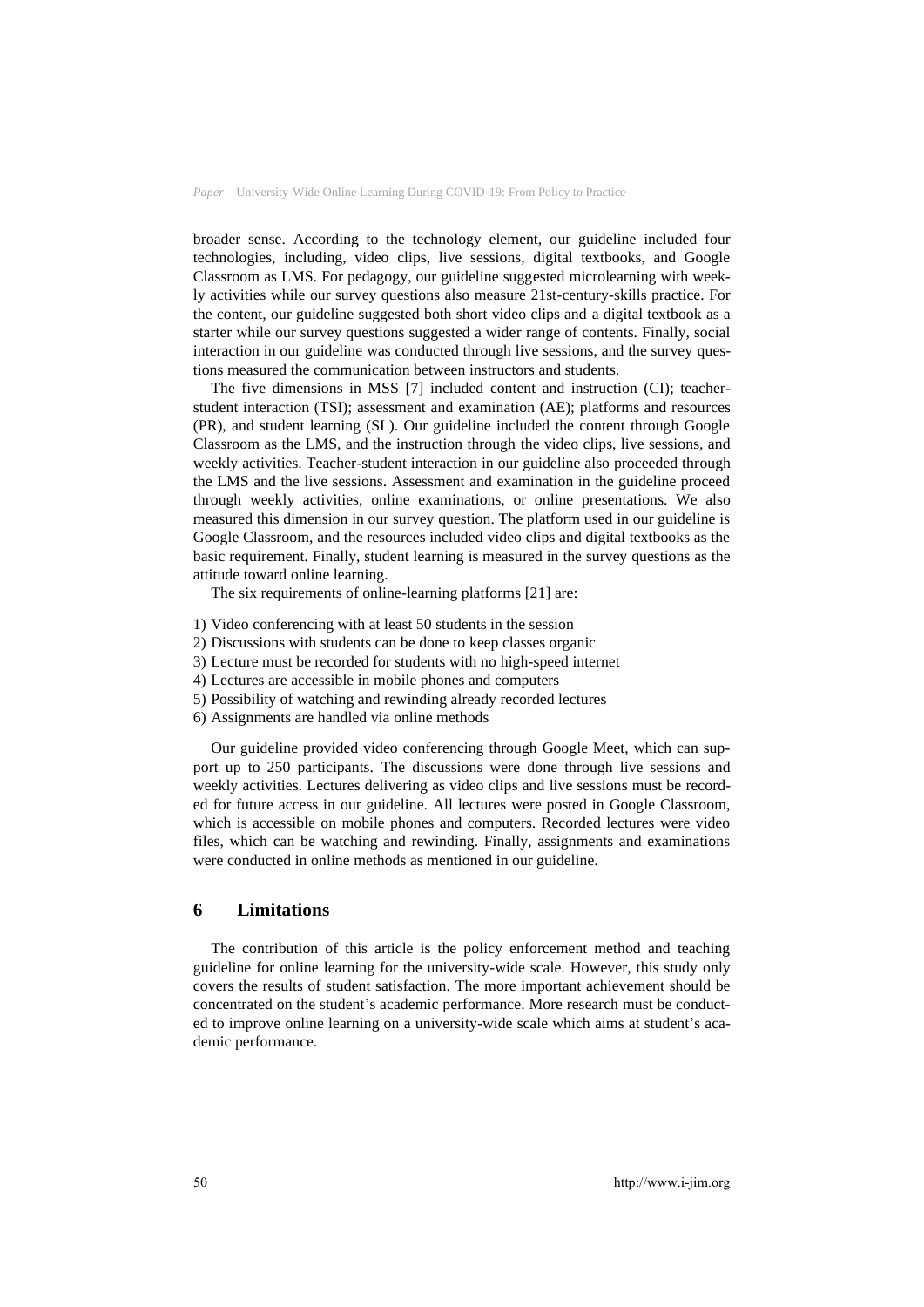broader sense. According to the technology element, our guideline included four technologies, including, video clips, live sessions, digital textbooks, and Google Classroom as LMS. For pedagogy, our guideline suggested microlearning with weekly activities while our survey questions also measure 21st-century-skills practice. For the content, our guideline suggested both short video clips and a digital textbook as a starter while our survey questions suggested a wider range of contents. Finally, social interaction in our guideline was conducted through live sessions, and the survey questions measured the communication between instructors and students.

The five dimensions in MSS [7] included content and instruction (CI); teacher-student interaction (TSI); assessment and examination (AE); platforms and resources (PR), and student learning (SL). Our guideline included the content through Google Classroom as the LMS, and the instruction through the video clips, live sessions, and weekly activities. Teacher-student interaction in our guideline also proceeded through the LMS and the live sessions. Assessment and examination in the guideline proceed through weekly activities, online examinations, or online presentations. We also measured this dimension in our survey question. The platform used in our guideline is Google Classroom, and the resources included video clips and digital textbooks as the basic requirement. Finally, student learning is measured in the survey questions as the attitude toward online learning.

The six requirements of online-learning platforms [21] are:

1) Video conferencing with at least 50 students in the session
2) Discussions with students can be done to keep classes organic
3) Lecture must be recorded for students with no high-speed internet
4) Lectures are accessible in mobile phones and computers
5) Possibility of watching and rewinding already recorded lectures
6) Assignments are handled via online methods

Our guideline provided video conferencing through Google Meet, which can support up to 250 participants. The discussions were done through live sessions and weekly activities. Lectures delivering as video clips and live sessions must be recorded for future access in our guideline. All lectures were posted in Google Classroom, which is accessible on mobile phones and computers. Recorded lectures were video files, which can be watching and rewinding. Finally, assignments and examinations were conducted in online methods as mentioned in our guideline.

## 6 Limitations

The contribution of this article is the policy enforcement method and teaching guideline for online learning for the university-wide scale. However, this study only covers the results of student satisfaction. The more important achievement should be concentrated on the student's academic performance. More research must be conducted to improve online learning on a university-wide scale which aims at student's academic performance.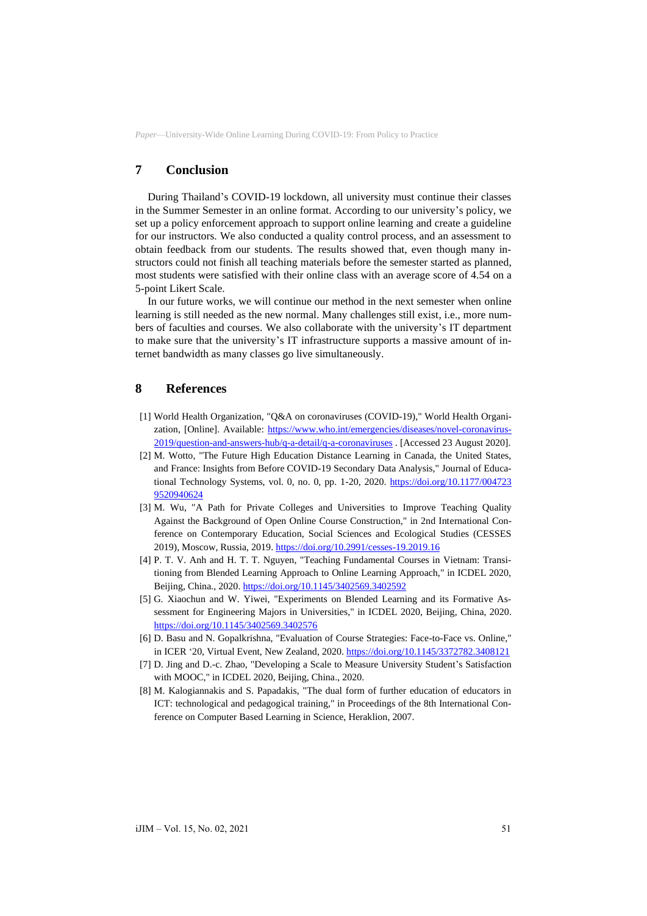## 7 Conclusion

During Thailand's COVID-19 lockdown, all university must continue their classes in the Summer Semester in an online format. According to our university's policy, we set up a policy enforcement approach to support online learning and create a guideline for our instructors. We also conducted a quality control process, and an assessment to obtain feedback from our students. The results showed that, even though many instructors could not finish all teaching materials before the semester started as planned, most students were satisfied with their online class with an average score of 4.54 on a 5-point Likert Scale.

In our future works, we will continue our method in the next semester when online learning is still needed as the new normal. Many challenges still exist, i.e., more numbers of faculties and courses. We also collaborate with the university's IT department to make sure that the university's IT infrastructure supports a massive amount of internet bandwidth as many classes go live simultaneously.

## 8 References

[1] World Health Organization, "Q&A on coronaviruses (COVID-19)," World Health Organization, [Online]. Available: https://www.who.int/emergencies/diseases/novel-coronavirus-2019/question-and-answers-hub/q-a-detail/q-a-coronaviruses . [Accessed 23 August 2020].

[2] M. Wotto, "The Future High Education Distance Learning in Canada, the United States, and France: Insights from Before COVID-19 Secondary Data Analysis," Journal of Educational Technology Systems, vol. 0, no. 0, pp. 1-20, 2020. https://doi.org/10.1177/0047239520940624

[3] M. Wu, "A Path for Private Colleges and Universities to Improve Teaching Quality Against the Background of Open Online Course Construction," in 2nd International Conference on Contemporary Education, Social Sciences and Ecological Studies (CESSES 2019), Moscow, Russia, 2019. https://doi.org/10.2991/cesses-19.2019.16

[4] P. T. V. Anh and H. T. T. Nguyen, "Teaching Fundamental Courses in Vietnam: Transitioning from Blended Learning Approach to Online Learning Approach," in ICDEL 2020, Beijing, China., 2020. https://doi.org/10.1145/3402569.3402592

[5] G. Xiaochun and W. Yiwei, "Experiments on Blended Learning and its Formative Assessment for Engineering Majors in Universities," in ICDEL 2020, Beijing, China, 2020. https://doi.org/10.1145/3402569.3402576

[6] D. Basu and N. Gopalkrishna, "Evaluation of Course Strategies: Face-to-Face vs. Online," in ICER '20, Virtual Event, New Zealand, 2020. https://doi.org/10.1145/3372782.3408121

[7] D. Jing and D.-c. Zhao, "Developing a Scale to Measure University Student's Satisfaction with MOOC," in ICDEL 2020, Beijing, China., 2020.

[8] M. Kalogiannakis and S. Papadakis, "The dual form of further education of educators in ICT: technological and pedagogical training," in Proceedings of the 8th International Conference on Computer Based Learning in Science, Heraklion, 2007.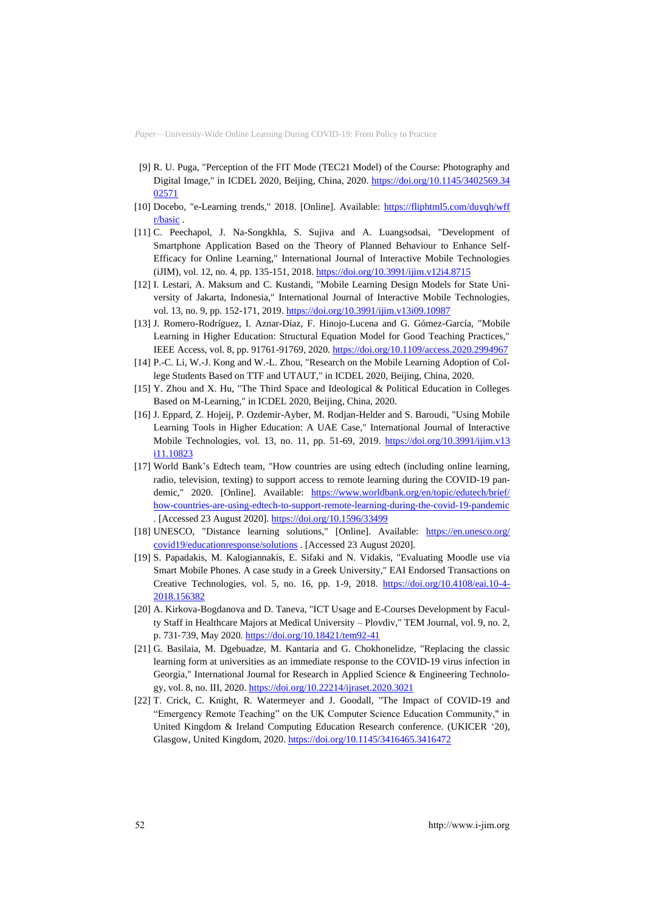[9] R. U. Puga, "Perception of the FIT Mode (TEC21 Model) of the Course: Photography and Digital Image," in ICDEL 2020, Beijing, China, 2020. https://doi.org/10.1145/3402569.3402571

[10] Docebo, "e-Learning trends," 2018. [Online]. Available: https://fliphtml5.com/duyqh/wffr/basic .

[11] C. Peechapol, J. Na-Songkhla, S. Sujiva and A. Luangsodsai, "Development of Smartphone Application Based on the Theory of Planned Behaviour to Enhance Self-Efficacy for Online Learning," International Journal of Interactive Mobile Technologies (iJIM), vol. 12, no. 4, pp. 135-151, 2018. https://doi.org/10.3991/ijim.v12i4.8715

[12] I. Lestari, A. Maksum and C. Kustandi, "Mobile Learning Design Models for State University of Jakarta, Indonesia," International Journal of Interactive Mobile Technologies, vol. 13, no. 9, pp. 152-171, 2019. https://doi.org/10.3991/ijim.v13i09.10987

[13] J. Romero-Rodríguez, I. Aznar-Díaz, F. Hinojo-Lucena and G. Gómez-García, "Mobile Learning in Higher Education: Structural Equation Model for Good Teaching Practices," IEEE Access, vol. 8, pp. 91761-91769, 2020. https://doi.org/10.1109/access.2020.2994967

[14] P.-C. Li, W.-J. Kong and W.-L. Zhou, "Research on the Mobile Learning Adoption of College Students Based on TTF and UTAUT," in ICDEL 2020, Beijing, China, 2020.

[15] Y. Zhou and X. Hu, "The Third Space and Ideological & Political Education in Colleges Based on M-Learning," in ICDEL 2020, Beijing, China, 2020.

[16] J. Eppard, Z. Hojeij, P. Ozdemir-Ayber, M. Rodjan-Helder and S. Baroudi, "Using Mobile Learning Tools in Higher Education: A UAE Case," International Journal of Interactive Mobile Technologies, vol. 13, no. 11, pp. 51-69, 2019. https://doi.org/10.3991/ijim.v13i11.10823

[17] World Bank's Edtech team, "How countries are using edtech (including online learning, radio, television, texting) to support access to remote learning during the COVID-19 pandemic," 2020. [Online]. Available: https://www.worldbank.org/en/topic/edutech/brief/how-countries-are-using-edtech-to-support-remote-learning-during-the-covid-19-pandemic . [Accessed 23 August 2020]. https://doi.org/10.1596/33499

[18] UNESCO, "Distance learning solutions," [Online]. Available: https://en.unesco.org/covid19/educationresponse/solutions . [Accessed 23 August 2020].

[19] S. Papadakis, M. Kalogiannakis, E. Sifaki and N. Vidakis, "Evaluating Moodle use via Smart Mobile Phones. A case study in a Greek University," EAI Endorsed Transactions on Creative Technologies, vol. 5, no. 16, pp. 1-9, 2018. https://doi.org/10.4108/eai.10-4-2018.156382

[20] A. Kirkova-Bogdanova and D. Taneva, "ICT Usage and E-Courses Development by Faculty Staff in Healthcare Majors at Medical University – Plovdiv," TEM Journal, vol. 9, no. 2, p. 731-739, May 2020. https://doi.org/10.18421/tem92-41

[21] G. Basilaia, M. Dgebuadze, M. Kantaria and G. Chokhonelidze, "Replacing the classic learning form at universities as an immediate response to the COVID-19 virus infection in Georgia," International Journal for Research in Applied Science & Engineering Technology, vol. 8, no. III, 2020. https://doi.org/10.22214/ijraset.2020.3021

[22] T. Crick, C. Knight, R. Watermeyer and J. Goodall, "The Impact of COVID-19 and "Emergency Remote Teaching" on the UK Computer Science Education Community," in United Kingdom & Ireland Computing Education Research conference. (UKICER '20), Glasgow, United Kingdom, 2020. https://doi.org/10.1145/3416465.3416472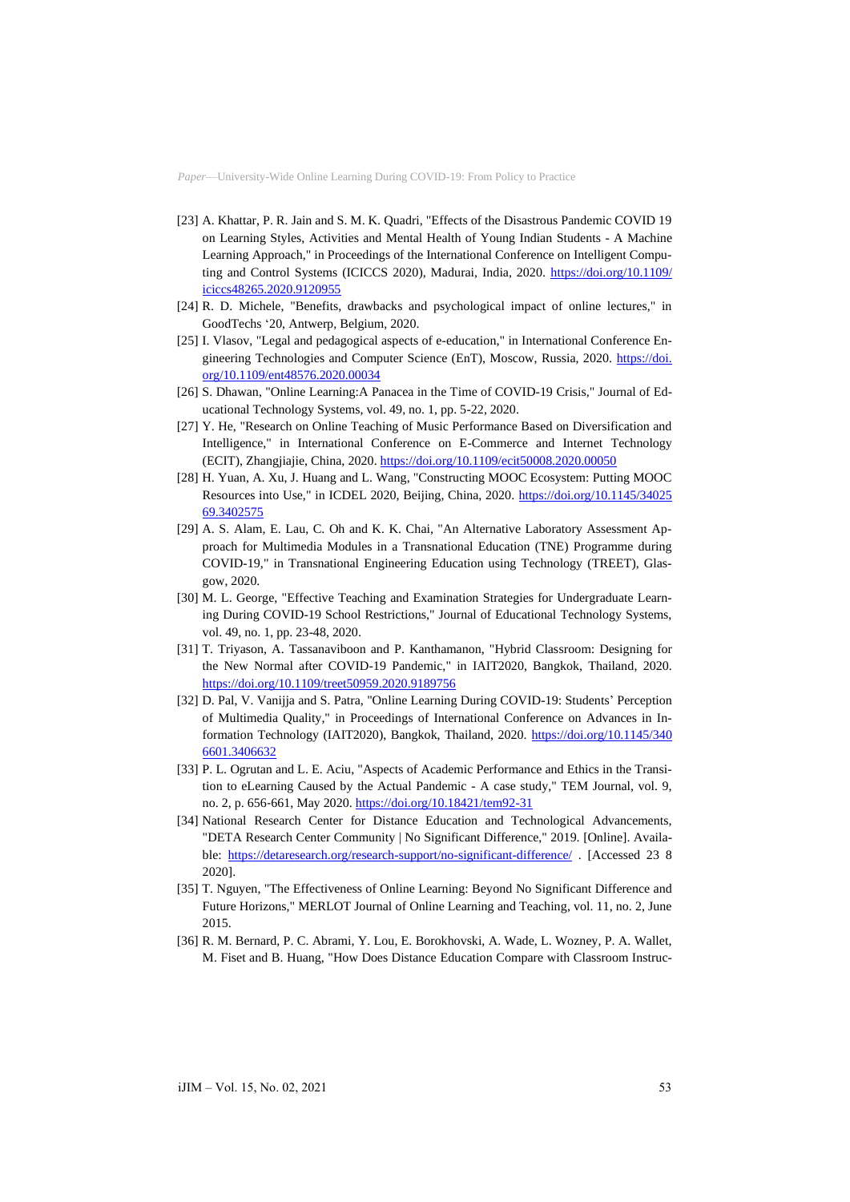[23] A. Khattar, P. R. Jain and S. M. K. Quadri, "Effects of the Disastrous Pandemic COVID 19 on Learning Styles, Activities and Mental Health of Young Indian Students - A Machine Learning Approach," in Proceedings of the International Conference on Intelligent Computing and Control Systems (ICICCS 2020), Madurai, India, 2020. https://doi.org/10.1109/iciccs48265.2020.9120955

[24] R. D. Michele, "Benefits, drawbacks and psychological impact of online lectures," in GoodTechs '20, Antwerp, Belgium, 2020.

[25] I. Vlasov, "Legal and pedagogical aspects of e-education," in International Conference Engineering Technologies and Computer Science (EnT), Moscow, Russia, 2020. https://doi.org/10.1109/ent48576.2020.00034

[26] S. Dhawan, "Online Learning:A Panacea in the Time of COVID-19 Crisis," Journal of Educational Technology Systems, vol. 49, no. 1, pp. 5-22, 2020.

[27] Y. He, "Research on Online Teaching of Music Performance Based on Diversification and Intelligence," in International Conference on E-Commerce and Internet Technology (ECIT), Zhangjiajie, China, 2020. https://doi.org/10.1109/ecit50008.2020.00050

[28] H. Yuan, A. Xu, J. Huang and L. Wang, "Constructing MOOC Ecosystem: Putting MOOC Resources into Use," in ICDEL 2020, Beijing, China, 2020. https://doi.org/10.1145/3402569.3402575

[29] A. S. Alam, E. Lau, C. Oh and K. K. Chai, "An Alternative Laboratory Assessment Approach for Multimedia Modules in a Transnational Education (TNE) Programme during COVID-19," in Transnational Engineering Education using Technology (TREET), Glasgow, 2020.

[30] M. L. George, "Effective Teaching and Examination Strategies for Undergraduate Learning During COVID-19 School Restrictions," Journal of Educational Technology Systems, vol. 49, no. 1, pp. 23-48, 2020.

[31] T. Triyason, A. Tassanaviboon and P. Kanthamanon, "Hybrid Classroom: Designing for the New Normal after COVID-19 Pandemic," in IAIT2020, Bangkok, Thailand, 2020. https://doi.org/10.1109/treet50959.2020.9189756

[32] D. Pal, V. Vanijja and S. Patra, "Online Learning During COVID-19: Students' Perception of Multimedia Quality," in Proceedings of International Conference on Advances in Information Technology (IAIT2020), Bangkok, Thailand, 2020. https://doi.org/10.1145/3406601.3406632

[33] P. L. Ogrutan and L. E. Aciu, "Aspects of Academic Performance and Ethics in the Transition to eLearning Caused by the Actual Pandemic - A case study," TEM Journal, vol. 9, no. 2, p. 656-661, May 2020. https://doi.org/10.18421/tem92-31

[34] National Research Center for Distance Education and Technological Advancements, "DETA Research Center Community | No Significant Difference," 2019. [Online]. Available: https://detaresearch.org/research-support/no-significant-difference/ . [Accessed 23 8 2020].

[35] T. Nguyen, "The Effectiveness of Online Learning: Beyond No Significant Difference and Future Horizons," MERLOT Journal of Online Learning and Teaching, vol. 11, no. 2, June 2015.

[36] R. M. Bernard, P. C. Abrami, Y. Lou, E. Borokhovski, A. Wade, L. Wozney, P. A. Wallet, M. Fiset and B. Huang, "How Does Distance Education Compare with Classroom Instruc-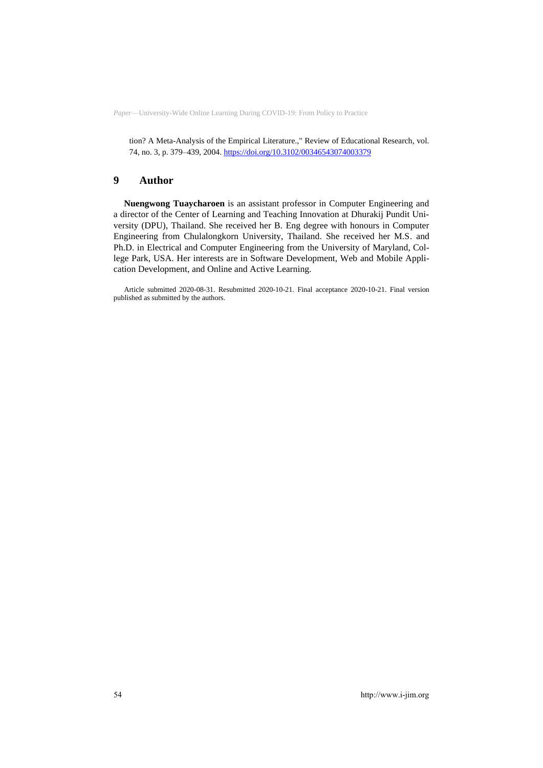tion? A Meta-Analysis of the Empirical Literature.," Review of Educational Research, vol. 74, no. 3, p. 379–439, 2004. https://doi.org/10.3102/00346543074003379

## 9 Author

**Nuengwong Tuaycharoen** is an assistant professor in Computer Engineering and a director of the Center of Learning and Teaching Innovation at Dhurakij Pundit University (DPU), Thailand. She received her B. Eng degree with honours in Computer Engineering from Chulalongkorn University, Thailand. She received her M.S. and Ph.D. in Electrical and Computer Engineering from the University of Maryland, College Park, USA. Her interests are in Software Development, Web and Mobile Application Development, and Online and Active Learning.

Article submitted 2020-08-31. Resubmitted 2020-10-21. Final acceptance 2020-10-21. Final version published as submitted by the authors.